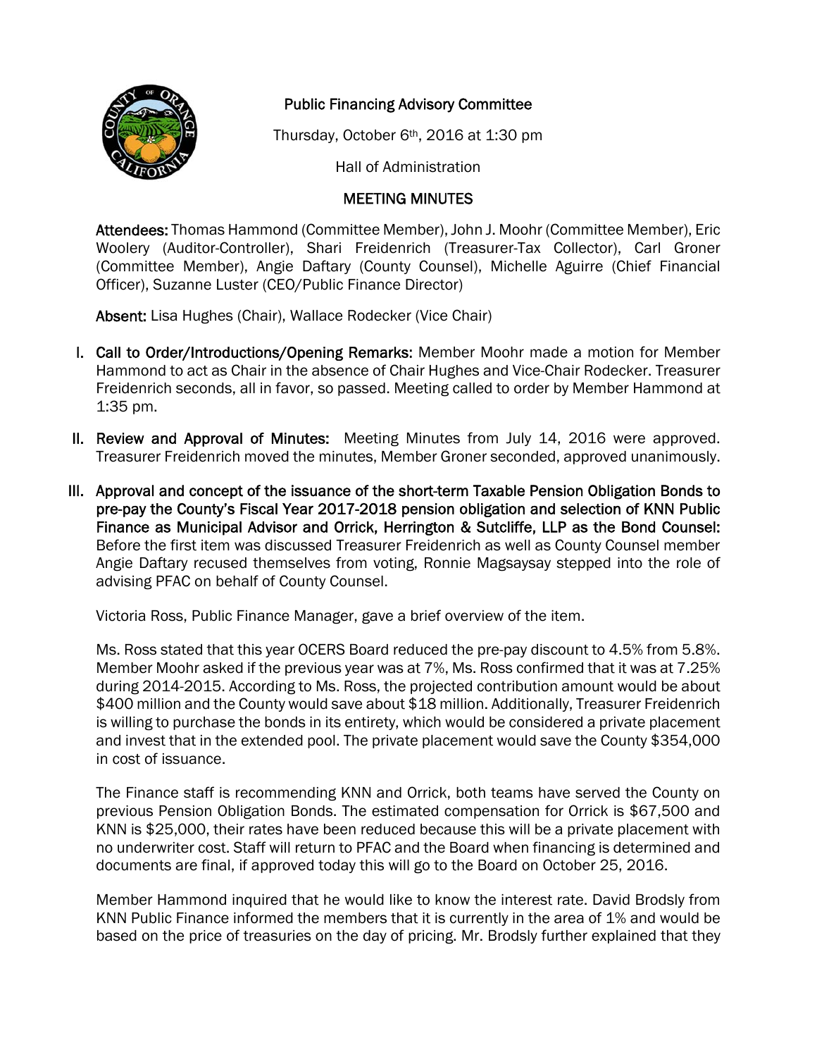# Public Financing Advisory Committee

Thursday, October 6th, 2016 at 1:30 pm

Hall of Administration

## MEETING MINUTES

**Attendees:** Thomas Hammond (Committee Member), John J. Moohr (Committee Member), Eric Woolery (Auditor-Controller), Shari Freidenrich (Treasurer-Tax Collector), Carl Groner (Committee Member), Angie Daftary (County Counsel), Michelle Aguirre (Chief Financial Officer), Suzanne Luster (CEO/Public Finance Director)

**Absent:** Lisa Hughes (Chair), Wallace Rodecker (Vice Chair)

I. **Call to Order/Introductions/Opening Remarks:** Member Moohr made a motion for Member Hammond to act as Chair in the absence of Chair Hughes and Vice-Chair Rodecker. Treasurer Freidenrich seconds, all in favor, so passed. Meeting called to order by Member Hammond at 1:35 pm.

II. **Review and Approval of Minutes:** Meeting Minutes from July 14, 2016 were approved. Treasurer Freidenrich moved the minutes, Member Groner seconded, approved unanimously.

III. **Approval and concept of the issuance of the short-term Taxable Pension Obligation Bonds to pre-pay the County's Fiscal Year 2017-2018 pension obligation and selection of KNN Public Finance as Municipal Advisor and Orrick, Herrington & Sutcliffe, LLP as the Bond Counsel:** Before the first item was discussed Treasurer Freidenrich as well as County Counsel member Angie Daftary recused themselves from voting, Ronnie Magsaysay stepped into the role of advising PFAC on behalf of County Counsel.

Victoria Ross, Public Finance Manager, gave a brief overview of the item.

Ms. Ross stated that this year OCERS Board reduced the pre-pay discount to 4.5% from 5.8%. Member Moohr asked if the previous year was at 7%, Ms. Ross confirmed that it was at 7.25% during 2014-2015. According to Ms. Ross, the projected contribution amount would be about $400 million and the County would save about $18 million. Additionally, Treasurer Freidenrich is willing to purchase the bonds in its entirety, which would be considered a private placement and invest that in the extended pool. The private placement would save the County $354,000 in cost of issuance.

The Finance staff is recommending KNN and Orrick, both teams have served the County on previous Pension Obligation Bonds. The estimated compensation for Orrick is $67,500 and KNN is $25,000, their rates have been reduced because this will be a private placement with no underwriter cost. Staff will return to PFAC and the Board when financing is determined and documents are final, if approved today this will go to the Board on October 25, 2016.

Member Hammond inquired that he would like to know the interest rate. David Brodsly from KNN Public Finance informed the members that it is currently in the area of 1% and would be based on the price of treasuries on the day of pricing. Mr. Brodsly further explained that they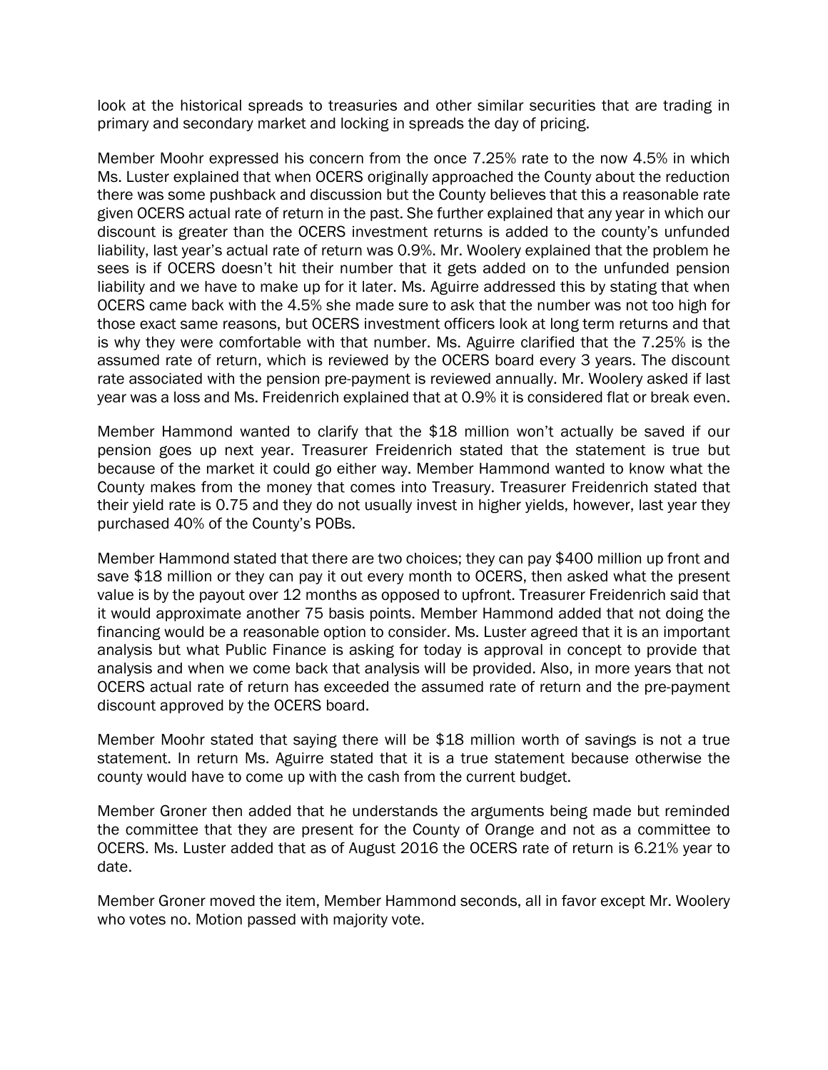look at the historical spreads to treasuries and other similar securities that are trading in primary and secondary market and locking in spreads the day of pricing.

Member Moohr expressed his concern from the once 7.25% rate to the now 4.5% in which Ms. Luster explained that when OCERS originally approached the County about the reduction there was some pushback and discussion but the County believes that this a reasonable rate given OCERS actual rate of return in the past. She further explained that any year in which our discount is greater than the OCERS investment returns is added to the county's unfunded liability, last year's actual rate of return was 0.9%. Mr. Woolery explained that the problem he sees is if OCERS doesn't hit their number that it gets added on to the unfunded pension liability and we have to make up for it later. Ms. Aguirre addressed this by stating that when OCERS came back with the 4.5% she made sure to ask that the number was not too high for those exact same reasons, but OCERS investment officers look at long term returns and that is why they were comfortable with that number. Ms. Aguirre clarified that the 7.25% is the assumed rate of return, which is reviewed by the OCERS board every 3 years. The discount rate associated with the pension pre-payment is reviewed annually. Mr. Woolery asked if last year was a loss and Ms. Freidenrich explained that at 0.9% it is considered flat or break even.

Member Hammond wanted to clarify that the $18 million won't actually be saved if our pension goes up next year. Treasurer Freidenrich stated that the statement is true but because of the market it could go either way. Member Hammond wanted to know what the County makes from the money that comes into Treasury. Treasurer Freidenrich stated that their yield rate is 0.75 and they do not usually invest in higher yields, however, last year they purchased 40% of the County's POBs.

Member Hammond stated that there are two choices; they can pay $400 million up front and save $18 million or they can pay it out every month to OCERS, then asked what the present value is by the payout over 12 months as opposed to upfront. Treasurer Freidenrich said that it would approximate another 75 basis points. Member Hammond added that not doing the financing would be a reasonable option to consider. Ms. Luster agreed that it is an important analysis but what Public Finance is asking for today is approval in concept to provide that analysis and when we come back that analysis will be provided. Also, in more years that not OCERS actual rate of return has exceeded the assumed rate of return and the pre-payment discount approved by the OCERS board.

Member Moohr stated that saying there will be $18 million worth of savings is not a true statement. In return Ms. Aguirre stated that it is a true statement because otherwise the county would have to come up with the cash from the current budget.

Member Groner then added that he understands the arguments being made but reminded the committee that they are present for the County of Orange and not as a committee to OCERS. Ms. Luster added that as of August 2016 the OCERS rate of return is 6.21% year to date.

Member Groner moved the item, Member Hammond seconds, all in favor except Mr. Woolery who votes no. Motion passed with majority vote.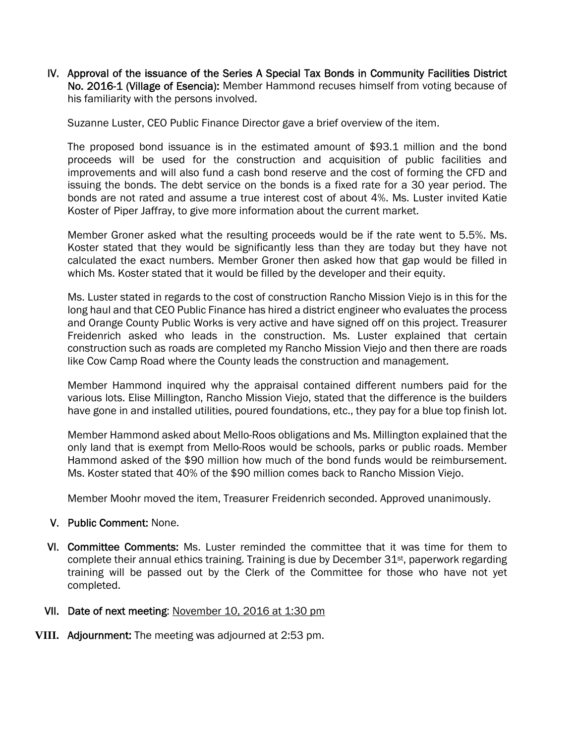IV. **Approval of the issuance of the Series A Special Tax Bonds in Community Facilities District No. 2016-1 (Village of Esencia):** Member Hammond recuses himself from voting because of his familiarity with the persons involved.

   Suzanne Luster, CEO Public Finance Director gave a brief overview of the item.

   The proposed bond issuance is in the estimated amount of $93.1 million and the bond proceeds will be used for the construction and acquisition of public facilities and improvements and will also fund a cash bond reserve and the cost of forming the CFD and issuing the bonds. The debt service on the bonds is a fixed rate for a 30 year period. The bonds are not rated and assume a true interest cost of about 4%. Ms. Luster invited Katie Koster of Piper Jaffray, to give more information about the current market.

   Member Groner asked what the resulting proceeds would be if the rate went to 5.5%. Ms. Koster stated that they would be significantly less than they are today but they have not calculated the exact numbers. Member Groner then asked how that gap would be filled in which Ms. Koster stated that it would be filled by the developer and their equity.

   Ms. Luster stated in regards to the cost of construction Rancho Mission Viejo is in this for the long haul and that CEO Public Finance has hired a district engineer who evaluates the process and Orange County Public Works is very active and have signed off on this project. Treasurer Freidenrich asked who leads in the construction. Ms. Luster explained that certain construction such as roads are completed my Rancho Mission Viejo and then there are roads like Cow Camp Road where the County leads the construction and management.

   Member Hammond inquired why the appraisal contained different numbers paid for the various lots. Elise Millington, Rancho Mission Viejo, stated that the difference is the builders have gone in and installed utilities, poured foundations, etc., they pay for a blue top finish lot.

   Member Hammond asked about Mello-Roos obligations and Ms. Millington explained that the only land that is exempt from Mello-Roos would be schools, parks or public roads. Member Hammond asked of the $90 million how much of the bond funds would be reimbursement. Ms. Koster stated that 40% of the $90 million comes back to Rancho Mission Viejo.

   Member Moohr moved the item, Treasurer Freidenrich seconded. Approved unanimously.

V. **Public Comment:** None.

VI. **Committee Comments:** Ms. Luster reminded the committee that it was time for them to complete their annual ethics training. Training is due by December 31st, paperwork regarding training will be passed out by the Clerk of the Committee for those who have not yet completed.

VII. **Date of next meeting**: November 10, 2016 at 1:30 pm

VIII. **Adjournment:** The meeting was adjourned at 2:53 pm.